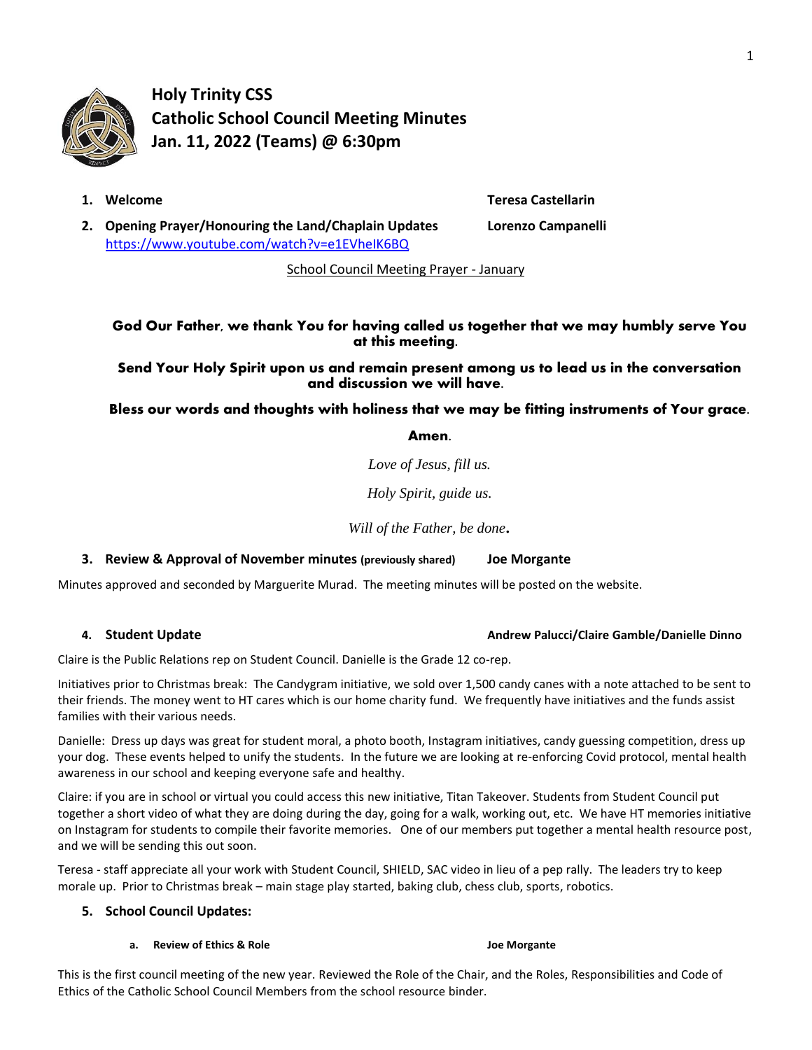# Holy Trinity CSS
# Catholic School Council Meeting Minutes
# Jan. 11, 2022 (Teams) @ 6:30pm

1. **Welcome** **Teresa Castellarin**
2. **Opening Prayer/Honouring the Land/Chaplain Updates** **Lorenzo Campanelli**
   https://www.youtube.com/watch?v=e1EVheIK6BQ

School Council Meeting Prayer - January

**God Our Father, we thank You for having called us together that we may humbly serve You at this meeting.**

**Send Your Holy Spirit upon us and remain present among us to lead us in the conversation and discussion we will have.**

**Bless our words and thoughts with holiness that we may be fitting instruments of Your grace.**

**Amen.**

*Love of Jesus, fill us.*

*Holy Spirit, guide us.*

*Will of the Father, be done.*

3. **Review & Approval of November minutes** **(previously shared)** **Joe Morgante**

Minutes approved and seconded by Marguerite Murad. The meeting minutes will be posted on the website.

4. **Student Update** **Andrew Palucci/Claire Gamble/Danielle Dinno**

Claire is the Public Relations rep on Student Council. Danielle is the Grade 12 co-rep.

Initiatives prior to Christmas break: The Candygram initiative, we sold over 1,500 candy canes with a note attached to be sent to their friends. The money went to HT cares which is our home charity fund. We frequently have initiatives and the funds assist families with their various needs.

Danielle: Dress up days was great for student moral, a photo booth, Instagram initiatives, candy guessing competition, dress up your dog. These events helped to unify the students. In the future we are looking at re-enforcing Covid protocol, mental health awareness in our school and keeping everyone safe and healthy.

Claire: if you are in school or virtual you could access this new initiative, Titan Takeover. Students from Student Council put together a short video of what they are doing during the day, going for a walk, working out, etc. We have HT memories initiative on Instagram for students to compile their favorite memories. One of our members put together a mental health resource post, and we will be sending this out soon.

Teresa - staff appreciate all your work with Student Council, SHIELD, SAC video in lieu of a pep rally. The leaders try to keep morale up. Prior to Christmas break – main stage play started, baking club, chess club, sports, robotics.

5. **School Council Updates:**

   a. **Review of Ethics & Role** **Joe Morgante**

This is the first council meeting of the new year. Reviewed the Role of the Chair, and the Roles, Responsibilities and Code of Ethics of the Catholic School Council Members from the school resource binder.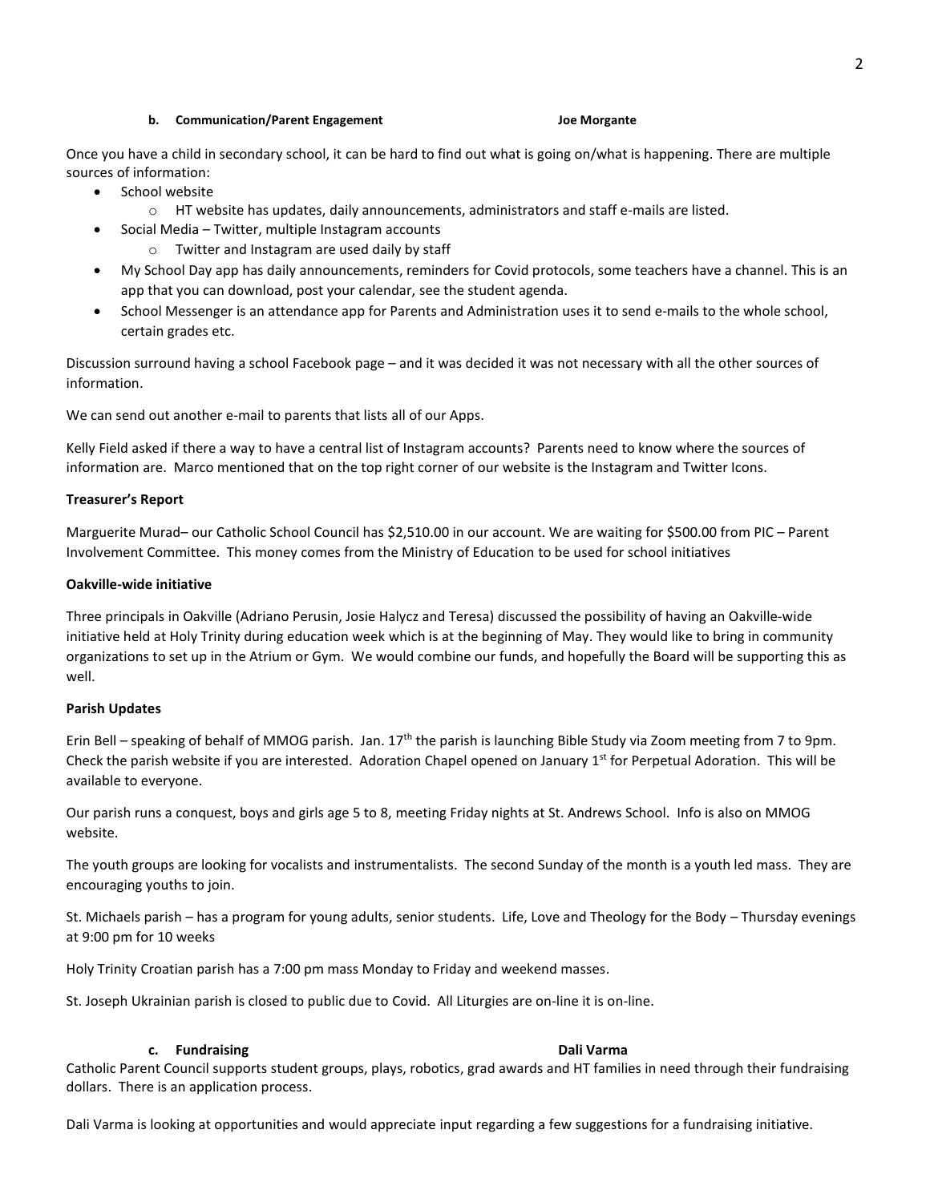**b. Communication/Parent Engagement** **Joe Morgante**

Once you have a child in secondary school, it can be hard to find out what is going on/what is happening. There are multiple sources of information:

- School website
  - HT website has updates, daily announcements, administrators and staff e-mails are listed.
- Social Media – Twitter, multiple Instagram accounts
  - Twitter and Instagram are used daily by staff
- My School Day app has daily announcements, reminders for Covid protocols, some teachers have a channel. This is an app that you can download, post your calendar, see the student agenda.
- School Messenger is an attendance app for Parents and Administration uses it to send e-mails to the whole school, certain grades etc.

Discussion surround having a school Facebook page – and it was decided it was not necessary with all the other sources of information.

We can send out another e-mail to parents that lists all of our Apps.

Kelly Field asked if there a way to have a central list of Instagram accounts? Parents need to know where the sources of information are. Marco mentioned that on the top right corner of our website is the Instagram and Twitter Icons.

**Treasurer's Report**

Marguerite Murad– our Catholic School Council has $2,510.00 in our account. We are waiting for $500.00 from PIC – Parent Involvement Committee. This money comes from the Ministry of Education to be used for school initiatives

**Oakville-wide initiative**

Three principals in Oakville (Adriano Perusin, Josie Halycz and Teresa) discussed the possibility of having an Oakville-wide initiative held at Holy Trinity during education week which is at the beginning of May. They would like to bring in community organizations to set up in the Atrium or Gym. We would combine our funds, and hopefully the Board will be supporting this as well.

**Parish Updates**

Erin Bell – speaking of behalf of MMOG parish. Jan. 17th the parish is launching Bible Study via Zoom meeting from 7 to 9pm. Check the parish website if you are interested. Adoration Chapel opened on January 1st for Perpetual Adoration. This will be available to everyone.

Our parish runs a conquest, boys and girls age 5 to 8, meeting Friday nights at St. Andrews School. Info is also on MMOG website.

The youth groups are looking for vocalists and instrumentalists. The second Sunday of the month is a youth led mass. They are encouraging youths to join.

St. Michaels parish – has a program for young adults, senior students. Life, Love and Theology for the Body – Thursday evenings at 9:00 pm for 10 weeks

Holy Trinity Croatian parish has a 7:00 pm mass Monday to Friday and weekend masses.

St. Joseph Ukrainian parish is closed to public due to Covid. All Liturgies are on-line it is on-line.

**c. Fundraising** **Dali Varma**

Catholic Parent Council supports student groups, plays, robotics, grad awards and HT families in need through their fundraising dollars. There is an application process.

Dali Varma is looking at opportunities and would appreciate input regarding a few suggestions for a fundraising initiative.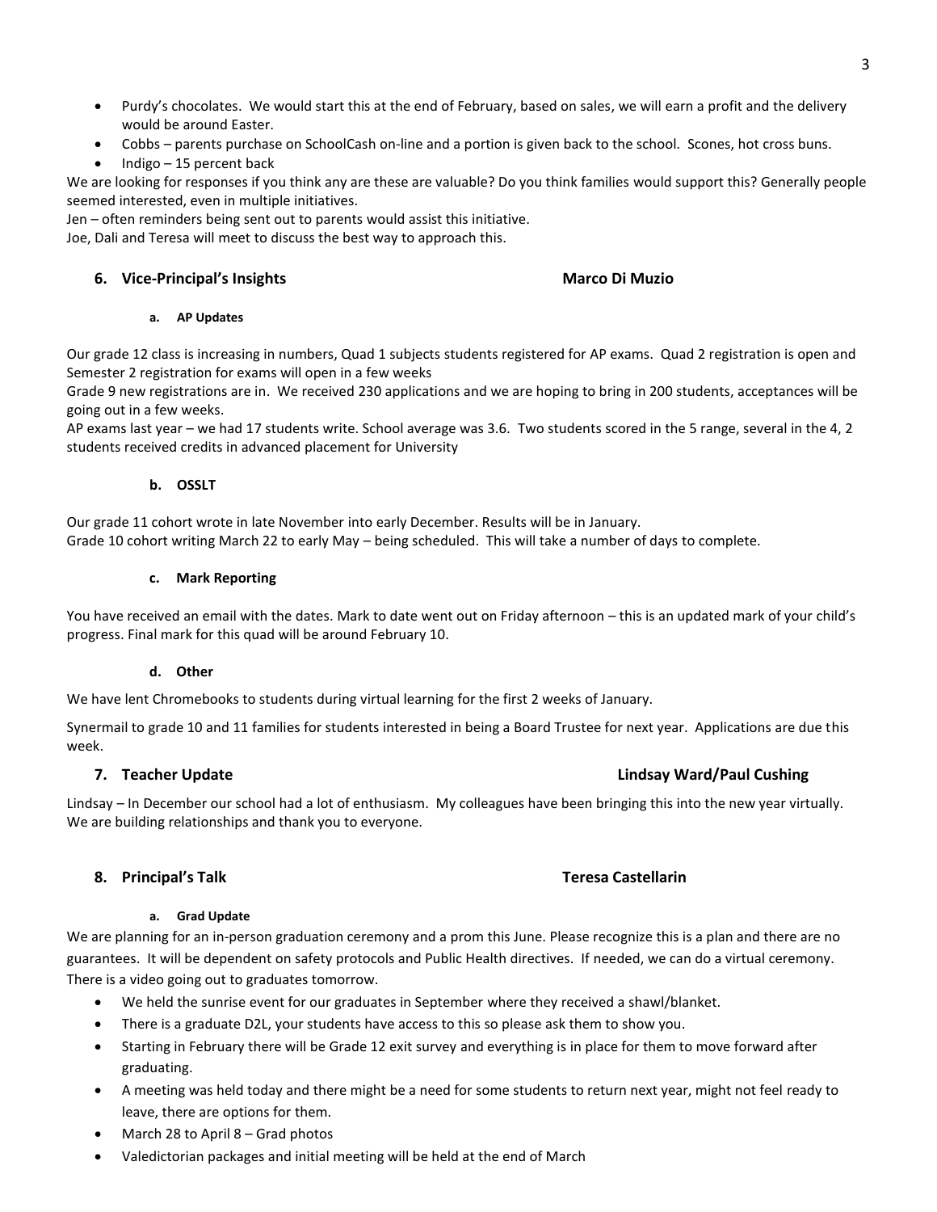- Purdy's chocolates. We would start this at the end of February, based on sales, we will earn a profit and the delivery would be around Easter.
- Cobbs – parents purchase on SchoolCash on-line and a portion is given back to the school. Scones, hot cross buns.
- Indigo – 15 percent back

We are looking for responses if you think any are these are valuable? Do you think families would support this? Generally people seemed interested, even in multiple initiatives.

Jen – often reminders being sent out to parents would assist this initiative.

Joe, Dali and Teresa will meet to discuss the best way to approach this.

## 6. Vice-Principal's Insights — Marco Di Muzio

### a. AP Updates

Our grade 12 class is increasing in numbers, Quad 1 subjects students registered for AP exams. Quad 2 registration is open and Semester 2 registration for exams will open in a few weeks

Grade 9 new registrations are in. We received 230 applications and we are hoping to bring in 200 students, acceptances will be going out in a few weeks.

AP exams last year – we had 17 students write. School average was 3.6. Two students scored in the 5 range, several in the 4, 2 students received credits in advanced placement for University

### b. OSSLT

Our grade 11 cohort wrote in late November into early December. Results will be in January.

Grade 10 cohort writing March 22 to early May – being scheduled. This will take a number of days to complete.

### c. Mark Reporting

You have received an email with the dates. Mark to date went out on Friday afternoon – this is an updated mark of your child's progress. Final mark for this quad will be around February 10.

### d. Other

We have lent Chromebooks to students during virtual learning for the first 2 weeks of January.

Synermail to grade 10 and 11 families for students interested in being a Board Trustee for next year. Applications are due this week.

## 7. Teacher Update — Lindsay Ward/Paul Cushing

Lindsay – In December our school had a lot of enthusiasm. My colleagues have been bringing this into the new year virtually. We are building relationships and thank you to everyone.

## 8. Principal's Talk — Teresa Castellarin

### a. Grad Update

We are planning for an in-person graduation ceremony and a prom this June. Please recognize this is a plan and there are no guarantees. It will be dependent on safety protocols and Public Health directives. If needed, we can do a virtual ceremony. There is a video going out to graduates tomorrow.

- We held the sunrise event for our graduates in September where they received a shawl/blanket.
- There is a graduate D2L, your students have access to this so please ask them to show you.
- Starting in February there will be Grade 12 exit survey and everything is in place for them to move forward after graduating.
- A meeting was held today and there might be a need for some students to return next year, might not feel ready to leave, there are options for them.
- March 28 to April 8 – Grad photos
- Valedictorian packages and initial meeting will be held at the end of March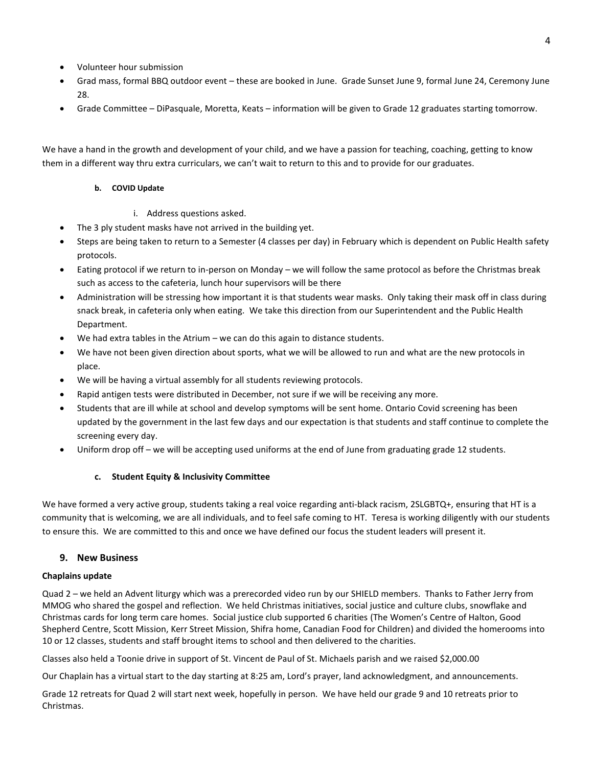- Volunteer hour submission
- Grad mass, formal BBQ outdoor event – these are booked in June. Grade Sunset June 9, formal June 24, Ceremony June 28.
- Grade Committee – DiPasquale, Moretta, Keats – information will be given to Grade 12 graduates starting tomorrow.

We have a hand in the growth and development of your child, and we have a passion for teaching, coaching, getting to know them in a different way thru extra curriculars, we can't wait to return to this and to provide for our graduates.

**b. COVID Update**

i. Address questions asked.

- The 3 ply student masks have not arrived in the building yet.
- Steps are being taken to return to a Semester (4 classes per day) in February which is dependent on Public Health safety protocols.
- Eating protocol if we return to in-person on Monday – we will follow the same protocol as before the Christmas break such as access to the cafeteria, lunch hour supervisors will be there
- Administration will be stressing how important it is that students wear masks. Only taking their mask off in class during snack break, in cafeteria only when eating. We take this direction from our Superintendent and the Public Health Department.
- We had extra tables in the Atrium – we can do this again to distance students.
- We have not been given direction about sports, what we will be allowed to run and what are the new protocols in place.
- We will be having a virtual assembly for all students reviewing protocols.
- Rapid antigen tests were distributed in December, not sure if we will be receiving any more.
- Students that are ill while at school and develop symptoms will be sent home. Ontario Covid screening has been updated by the government in the last few days and our expectation is that students and staff continue to complete the screening every day.
- Uniform drop off – we will be accepting used uniforms at the end of June from graduating grade 12 students.

**c. Student Equity & Inclusivity Committee**

We have formed a very active group, students taking a real voice regarding anti-black racism, 2SLGBTQ+, ensuring that HT is a community that is welcoming, we are all individuals, and to feel safe coming to HT. Teresa is working diligently with our students to ensure this. We are committed to this and once we have defined our focus the student leaders will present it.

## 9. New Business

**Chaplains update**

Quad 2 – we held an Advent liturgy which was a prerecorded video run by our SHIELD members. Thanks to Father Jerry from MMOG who shared the gospel and reflection. We held Christmas initiatives, social justice and culture clubs, snowflake and Christmas cards for long term care homes. Social justice club supported 6 charities (The Women's Centre of Halton, Good Shepherd Centre, Scott Mission, Kerr Street Mission, Shifra home, Canadian Food for Children) and divided the homerooms into 10 or 12 classes, students and staff brought items to school and then delivered to the charities.

Classes also held a Toonie drive in support of St. Vincent de Paul of St. Michaels parish and we raised $2,000.00

Our Chaplain has a virtual start to the day starting at 8:25 am, Lord's prayer, land acknowledgment, and announcements.

Grade 12 retreats for Quad 2 will start next week, hopefully in person. We have held our grade 9 and 10 retreats prior to Christmas.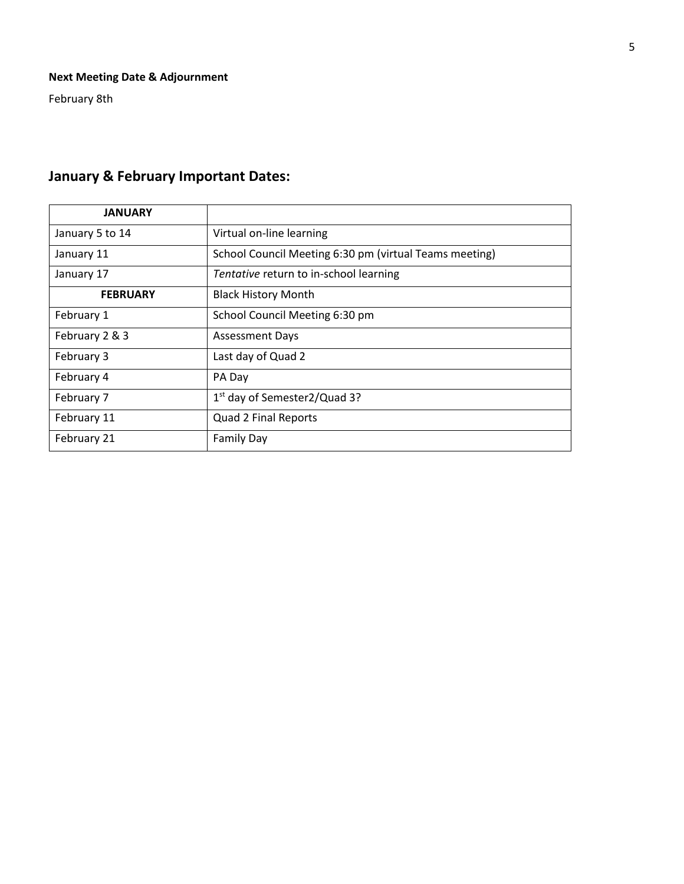**Next Meeting Date & Adjournment**

February 8th

## January & February Important Dates:

| **JANUARY** | |
|---|---|
| January 5 to 14 | Virtual on-line learning |
| January 11 | School Council Meeting 6:30 pm (virtual Teams meeting) |
| January 17 | *Tentative* return to in-school learning |
| **FEBRUARY** | Black History Month |
| February 1 | School Council Meeting 6:30 pm |
| February 2 & 3 | Assessment Days |
| February 3 | Last day of Quad 2 |
| February 4 | PA Day |
| February 7 | 1st day of Semester2/Quad 3? |
| February 11 | Quad 2 Final Reports |
| February 21 | Family Day |